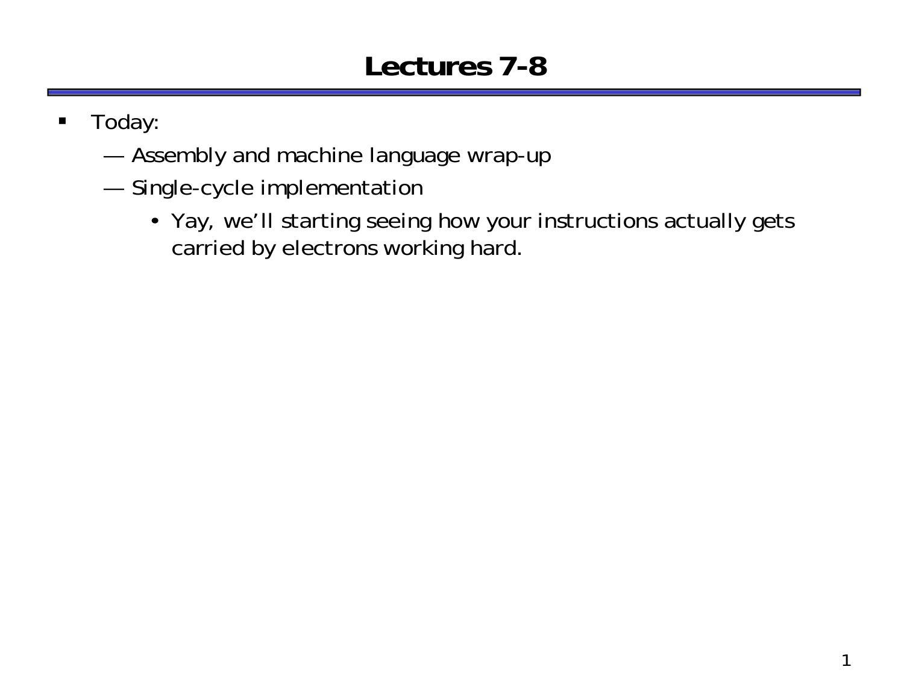# Lectures 7-8

- Today:
  - — Assembly and machine language wrap-up
  - — Single-cycle implementation
    - Yay, we'll starting seeing how your instructions actually gets carried by electrons working hard.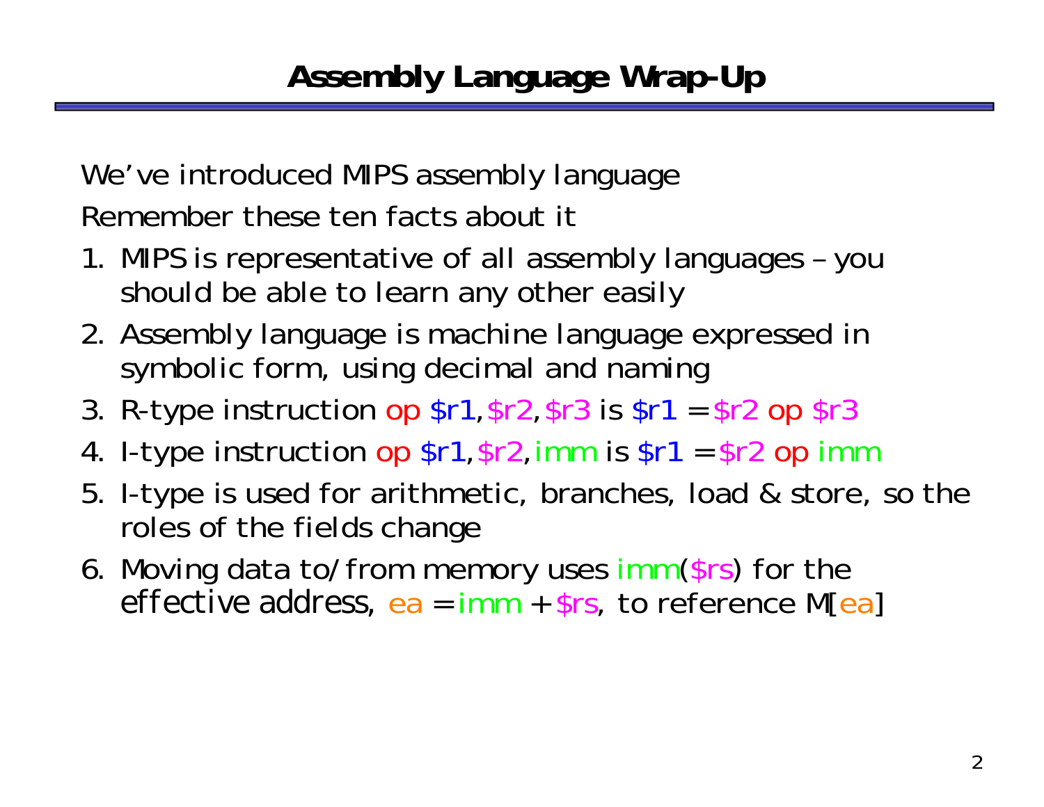# Assembly Language Wrap-Up

We've introduced MIPS assembly language

Remember these ten facts about it

1. MIPS is representative of all assembly languages – you should be able to learn any other easily
2. Assembly language is machine language expressed in symbolic form, using decimal and naming
3. R-type instruction op $r1,$r2,$r3 is $r1 = $r2 op $r3
4. I-type instruction op $r1,$r2,imm is $r1 = $r2 op imm
5. I-type is used for arithmetic, branches, load & store, so the roles of the fields change
6. Moving data to/from memory uses imm($rs) for the effective address, ea = imm + $rs, to reference M[ea]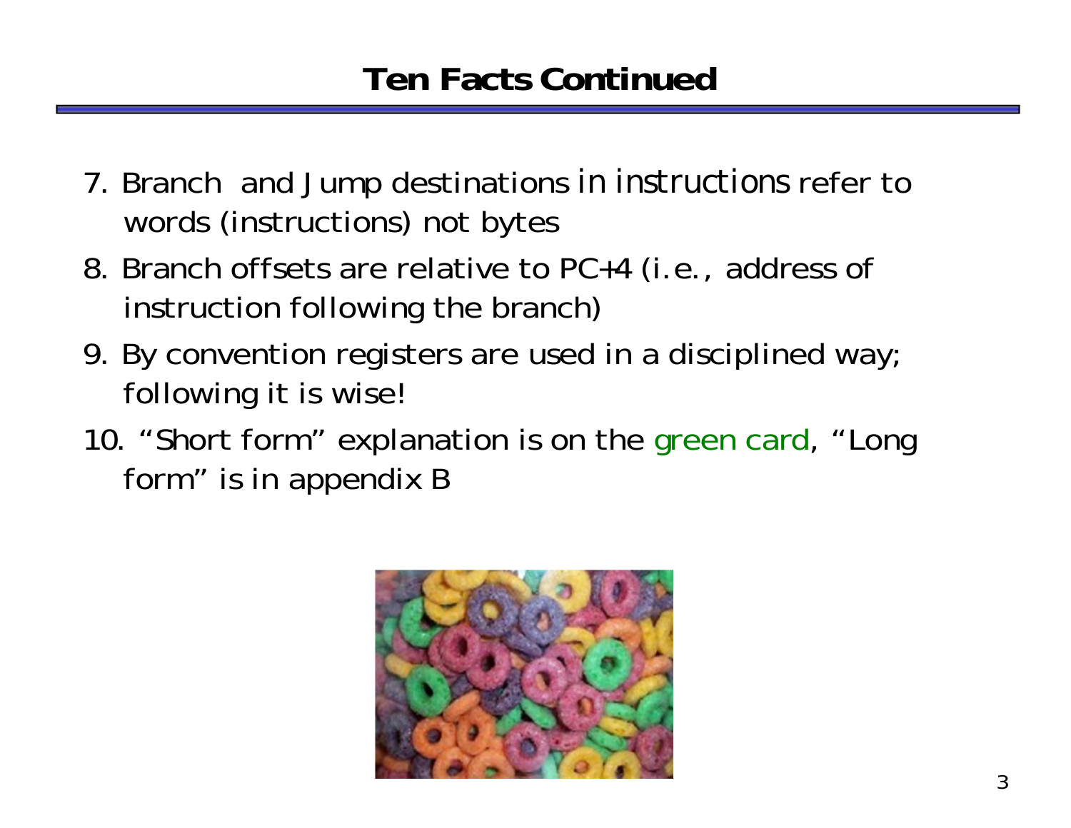# Ten Facts Continued

7. Branch and Jump destinations in instructions refer to words (instructions) not bytes
8. Branch offsets are relative to PC+4 (i.e., address of instruction following the branch)
9. By convention registers are used in a disciplined way; following it is wise!
10. "Short form" explanation is on the green card, "Long form" is in appendix B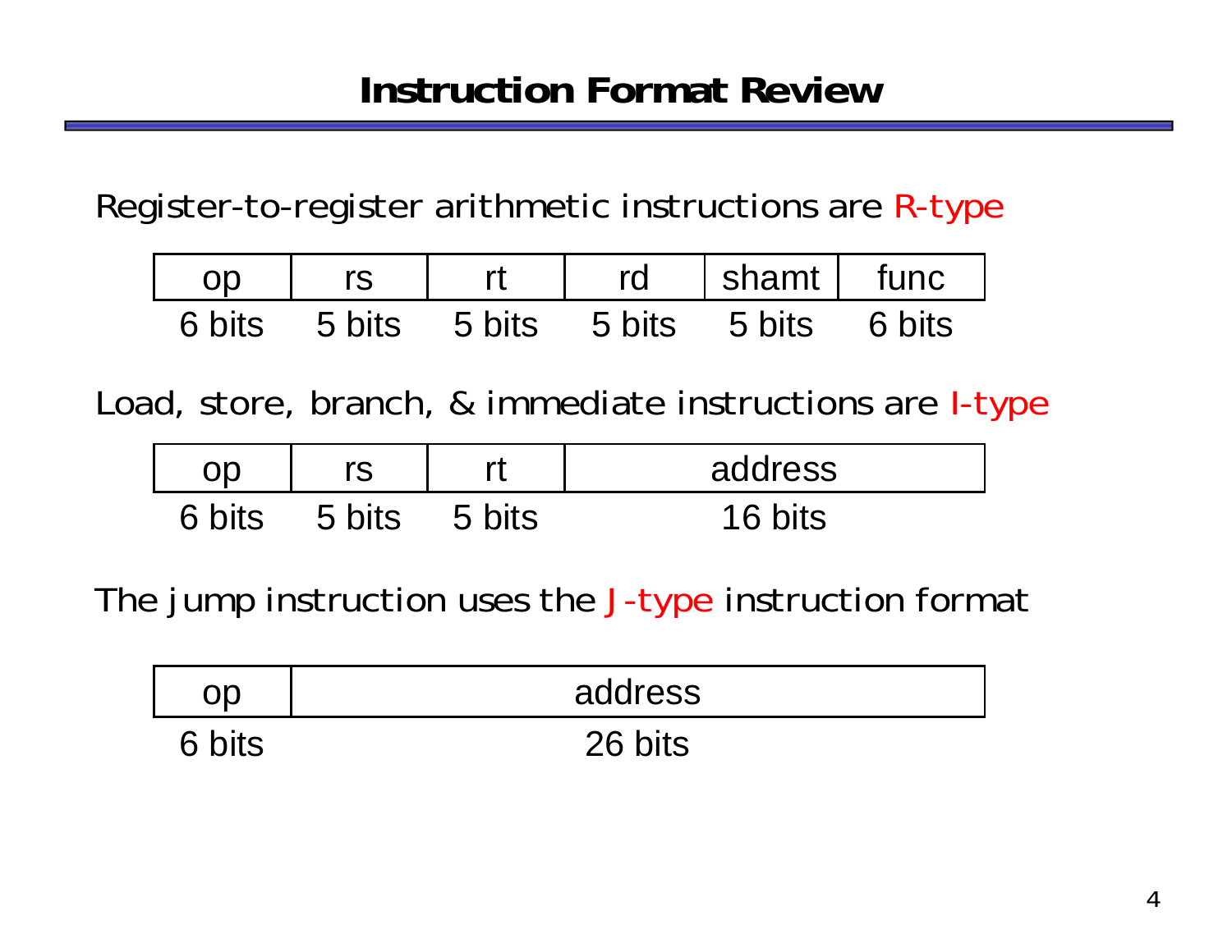# Instruction Format Review

Register-to-register arithmetic instructions are R-type

| op | rs | rt | rd | shamt | func |
|---|---|---|---|---|---|
| 6 bits | 5 bits | 5 bits | 5 bits | 5 bits | 6 bits |

Load, store, branch, & immediate instructions are I-type

| op | rs | rt | address |
|---|---|---|---|
| 6 bits | 5 bits | 5 bits | 16 bits |

The jump instruction uses the J-type instruction format

| op | address |
|---|---|
| 6 bits | 26 bits |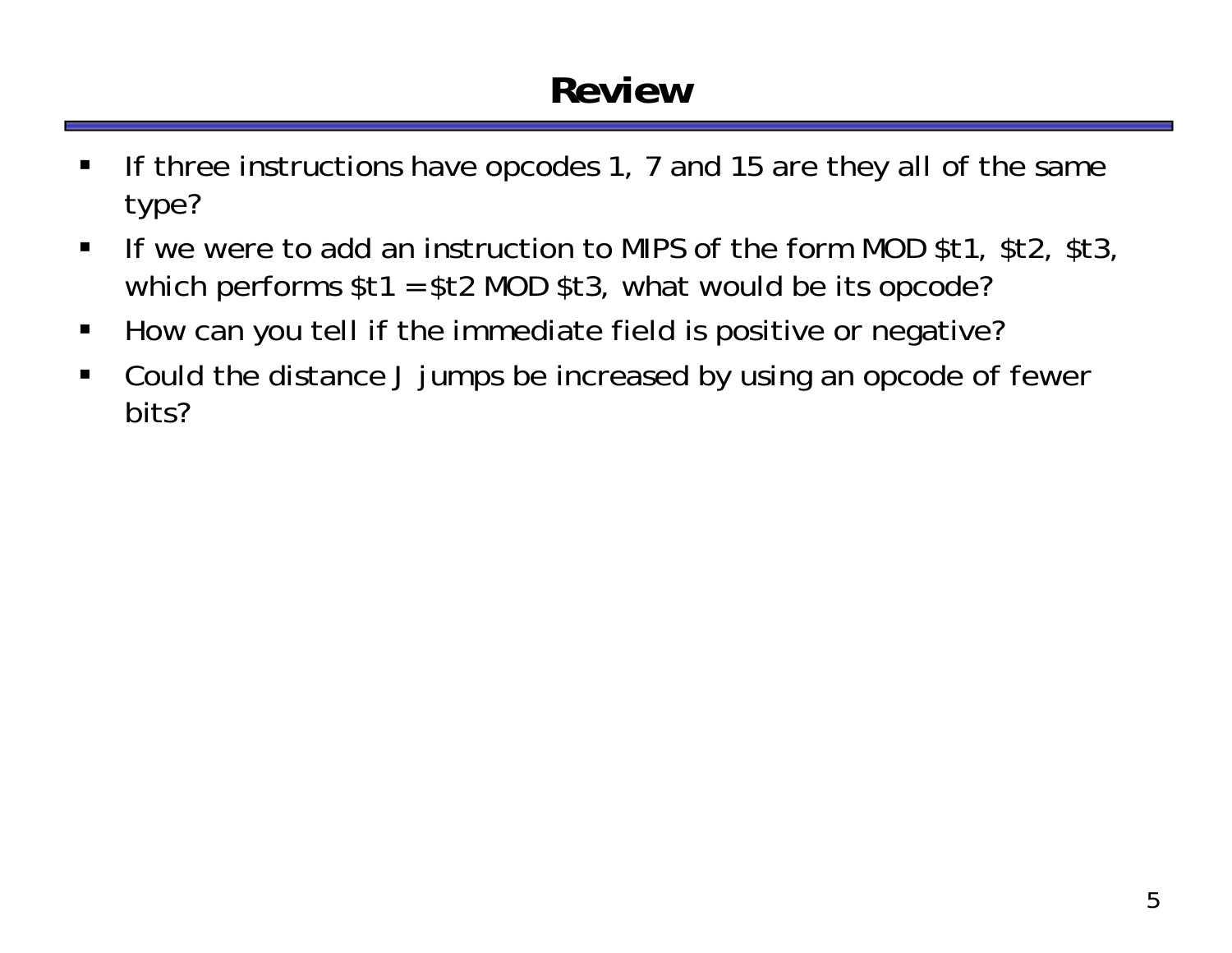# Review

- If three instructions have opcodes 1, 7 and 15 are they all of the same type?
- If we were to add an instruction to MIPS of the form MOD $t1, $t2, $t3, which performs $t1 = $t2 MOD $t3, what would be its opcode?
- How can you tell if the immediate field is positive or negative?
- Could the distance J jumps be increased by using an opcode of fewer bits?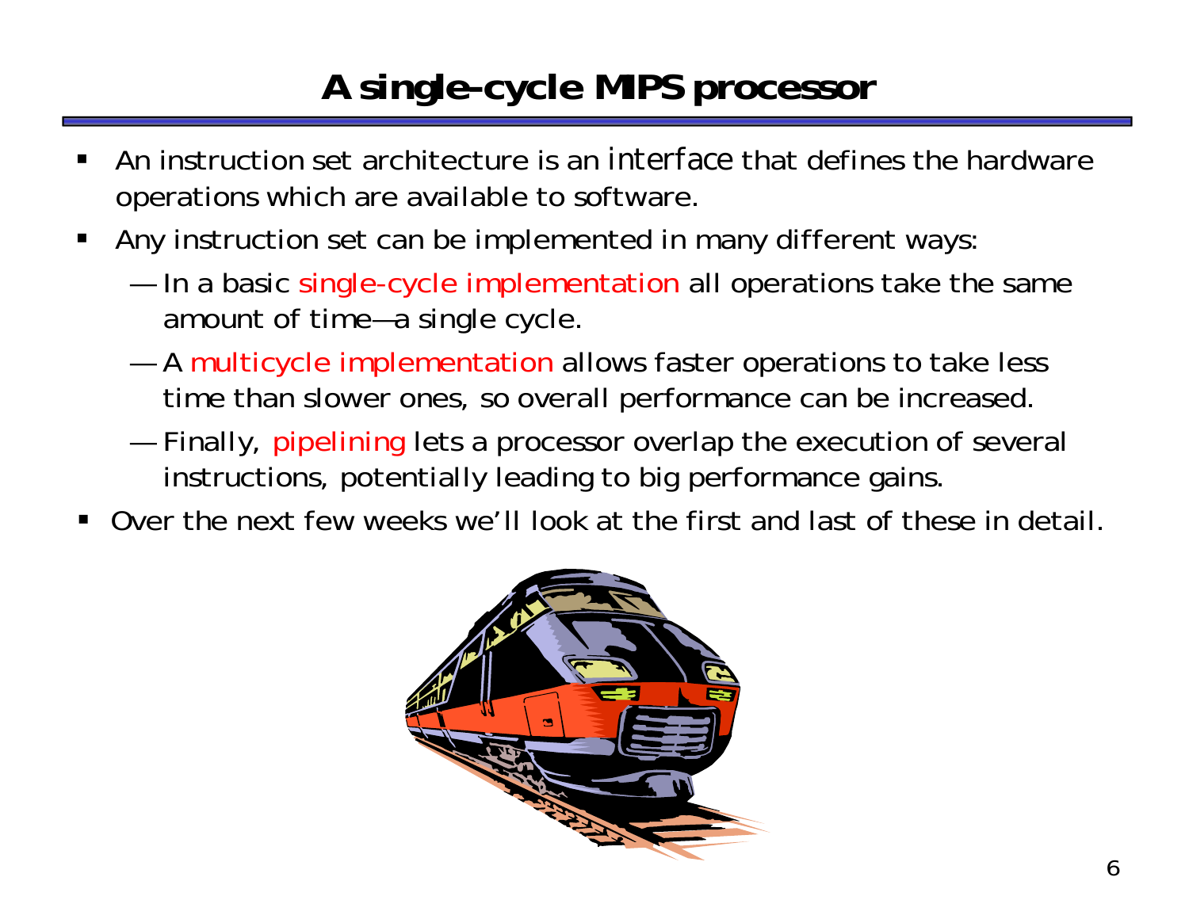# A single-cycle MIPS processor

- An instruction set architecture is an *interface* that defines the hardware operations which are available to software.
- Any instruction set can be implemented in many different ways:
  - In a basic single-cycle implementation all operations take the same amount of time—a single cycle.
  - A multicycle implementation allows faster operations to take less time than slower ones, so overall performance can be increased.
  - Finally, pipelining lets a processor overlap the execution of several instructions, potentially leading to big performance gains.
- Over the next few weeks we'll look at the first and last of these in detail.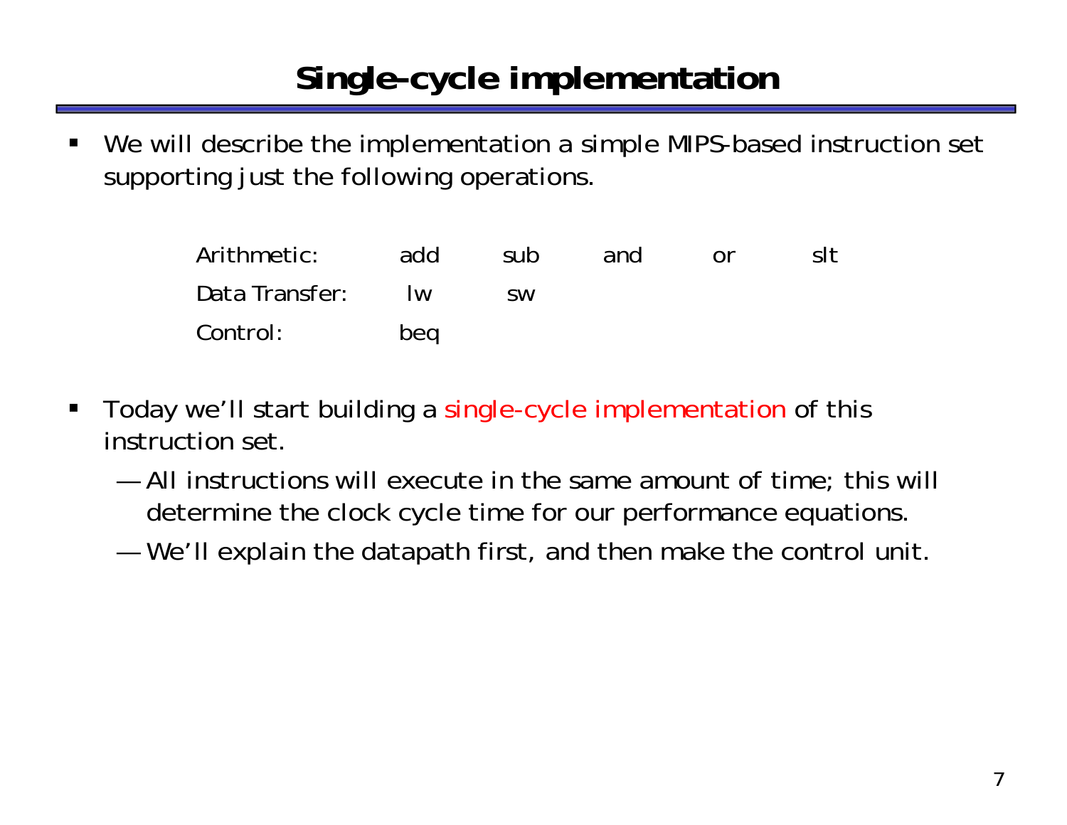# Single-cycle implementation

- We will describe the implementation a simple MIPS-based instruction set supporting just the following operations.

| | | | | | |
|---|---|---|---|---|---|
| Arithmetic: | add | sub | and | or | slt |
| Data Transfer: | lw | sw | | | |
| Control: | beq | | | | |

- Today we'll start building a single-cycle implementation of this instruction set.
  - All instructions will execute in the same amount of time; this will determine the clock cycle time for our performance equations.
  - We'll explain the datapath first, and then make the control unit.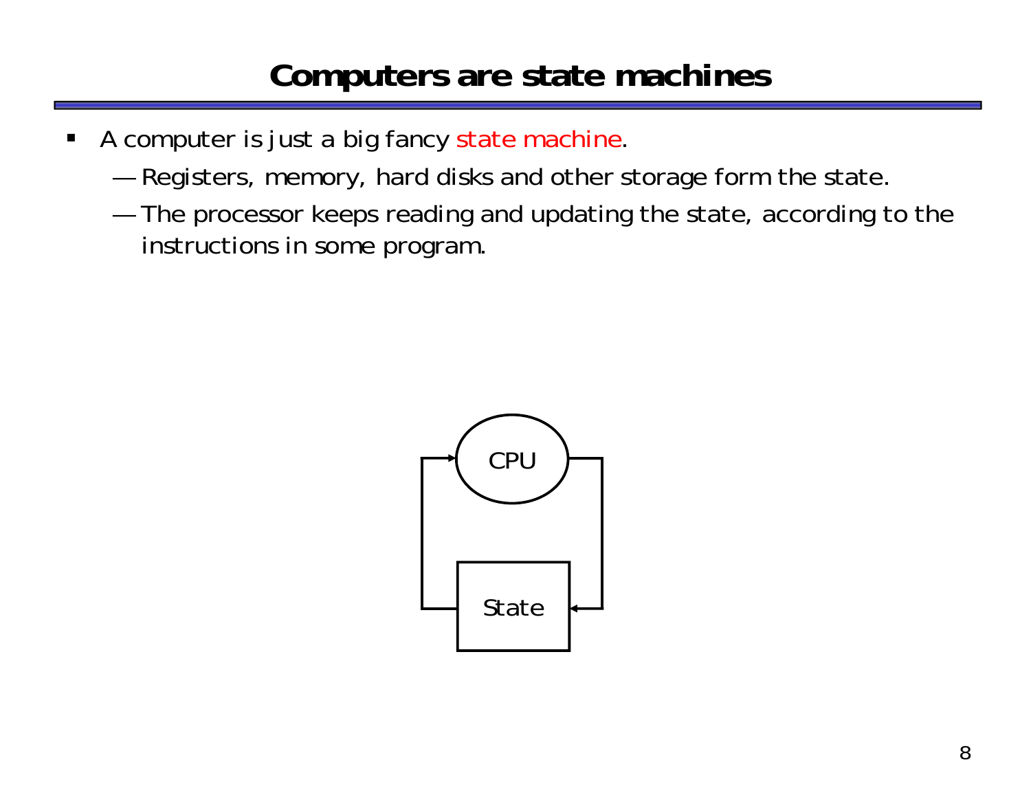# Computers are state machines

- A computer is just a big fancy state machine.
  - Registers, memory, hard disks and other storage form the state.
  - The processor keeps reading and updating the state, according to the instructions in some program.

CPU

State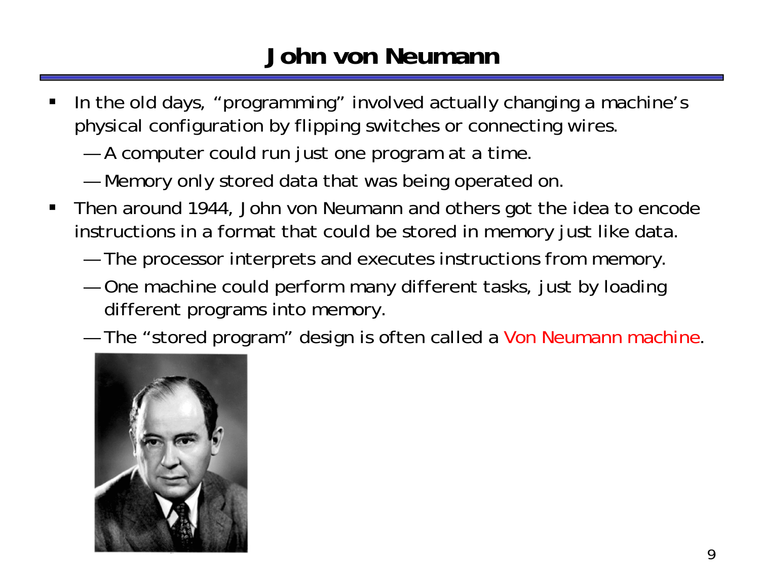# John von Neumann

- In the old days, "programming" involved actually changing a machine's physical configuration by flipping switches or connecting wires.
  - A computer could run just one program at a time.
  - Memory only stored data that was being operated on.
- Then around 1944, John von Neumann and others got the idea to encode instructions in a format that could be stored in memory just like data.
  - The processor interprets and executes instructions from memory.
  - One machine could perform many different tasks, just by loading different programs into memory.
  - The "stored program" design is often called a Von Neumann machine.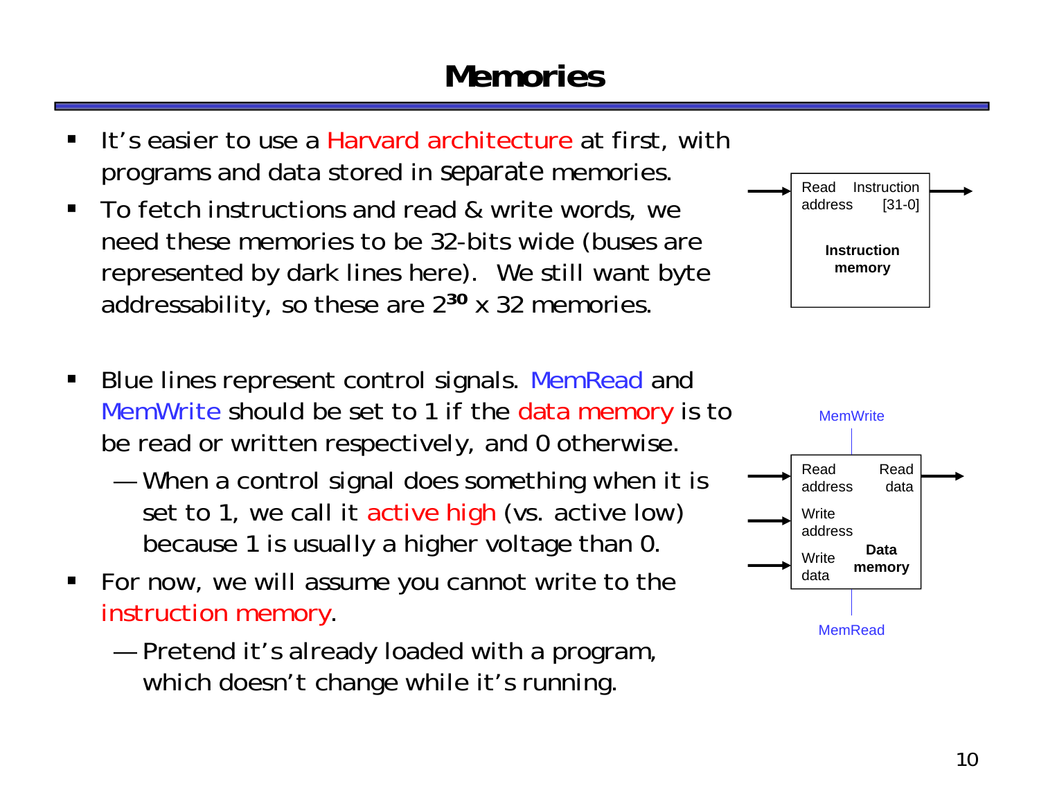# Memories

- It's easier to use a Harvard architecture at first, with programs and data stored in separate memories.
- To fetch instructions and read & write words, we need these memories to be 32-bits wide (buses are represented by dark lines here). We still want byte addressability, so these are $2^{30}$ x 32 memories.

Read address | Instruction [31-0] | **Instruction memory**

- Blue lines represent control signals. MemRead and MemWrite should be set to 1 if the data memory is to be read or written respectively, and 0 otherwise.
  - When a control signal does something when it is set to 1, we call it active high (vs. active low) because 1 is usually a higher voltage than 0.
- For now, we will assume you cannot write to the instruction memory.
  - Pretend it's already loaded with a program, which doesn't change while it's running.

MemWrite | Read address | Read data | Write address | Write data | **Data memory** | MemRead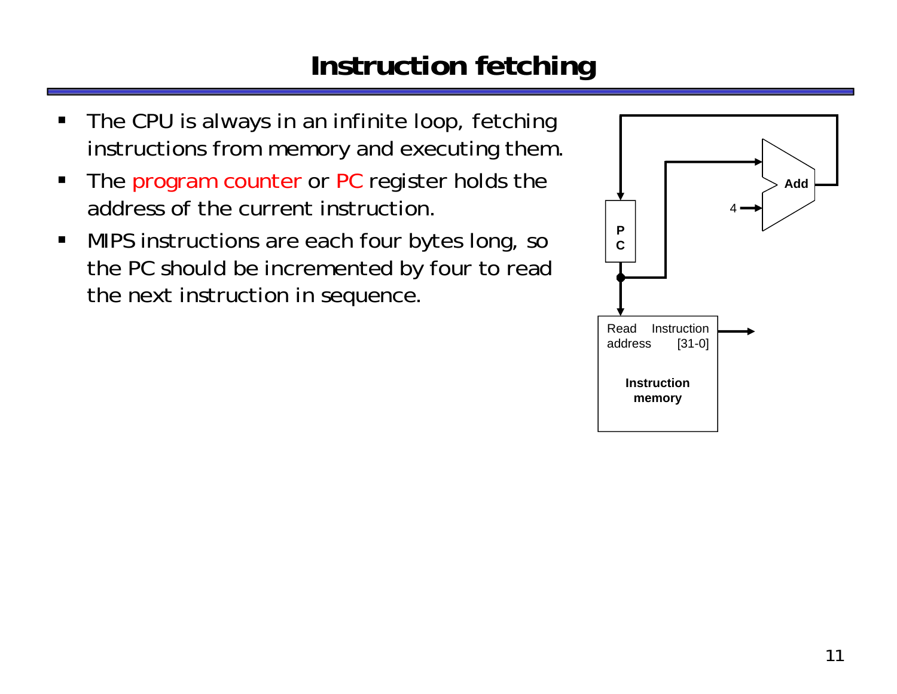# Instruction fetching

- The CPU is always in an infinite loop, fetching instructions from memory and executing them.
- The program counter or PC register holds the address of the current instruction.
- MIPS instructions are each four bytes long, so the PC should be incremented by four to read the next instruction in sequence.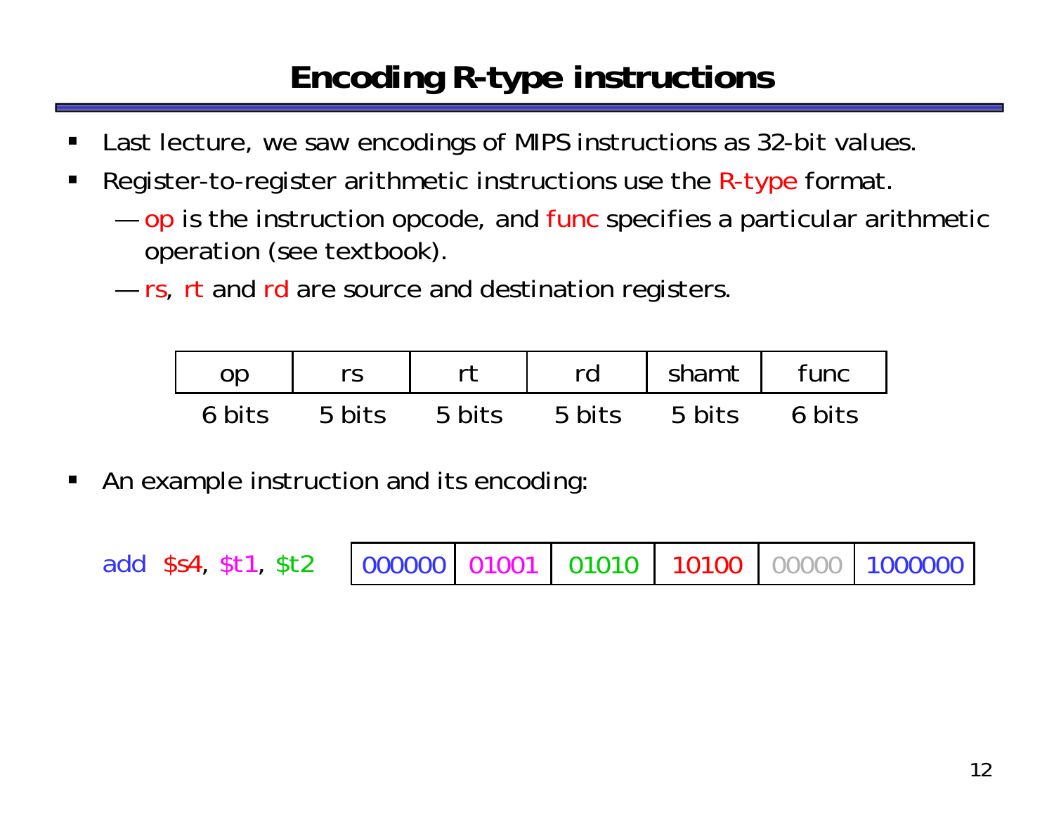# Encoding R-type instructions

- Last lecture, we saw encodings of MIPS instructions as 32-bit values.
- Register-to-register arithmetic instructions use the R-type format.
  - — op is the instruction opcode, and func specifies a particular arithmetic operation (see textbook).
  - — rs, rt and rd are source and destination registers.

| op | rs | rt | rd | shamt | func |
|---|---|---|---|---|---|
| 6 bits | 5 bits | 5 bits | 5 bits | 5 bits | 6 bits |

- An example instruction and its encoding:

add $s4, $t1, $t2

| 000000 | 01001 | 01010 | 10100 | 00000 | 1000000 |
|---|---|---|---|---|---|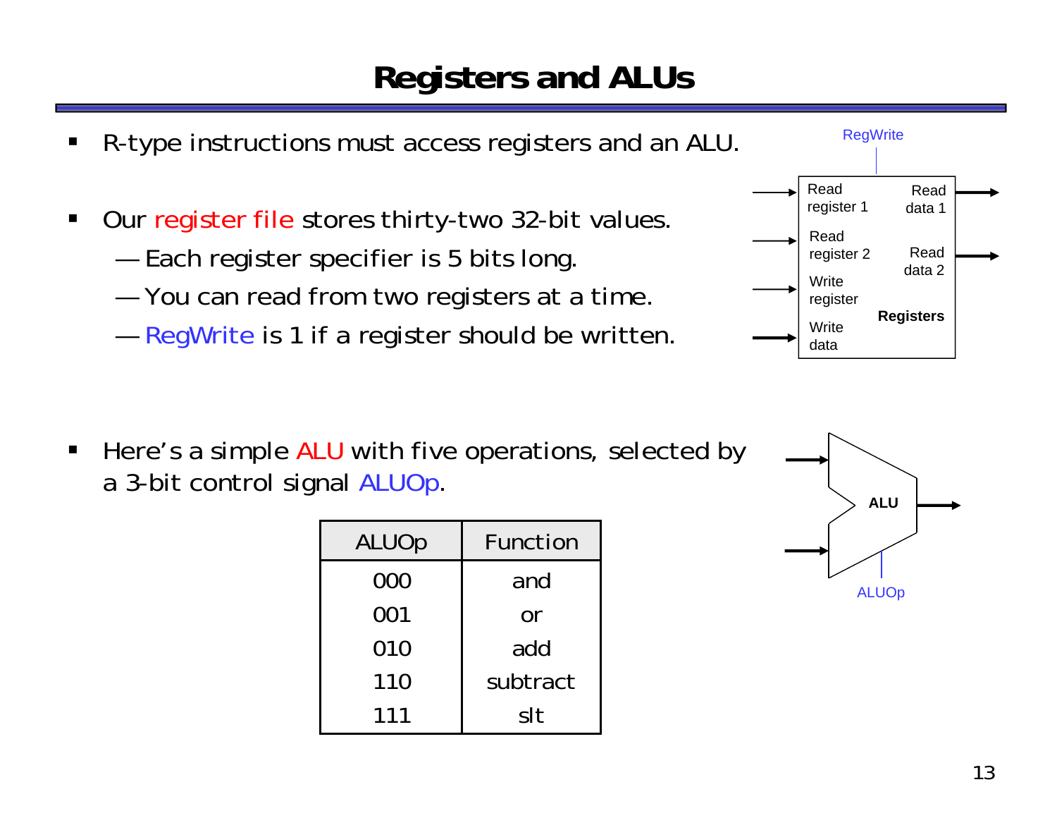# Registers and ALUs

- R-type instructions must access registers and an ALU.
- Our register file stores thirty-two 32-bit values.
  - Each register specifier is 5 bits long.
  - You can read from two registers at a time.
  - RegWrite is 1 if a register should be written.

- Here's a simple ALU with five operations, selected by a 3-bit control signal ALUOp.

| ALUOp | Function |
|---|---|
| 000 | and |
| 001 | or |
| 010 | add |
| 110 | subtract |
| 111 | slt |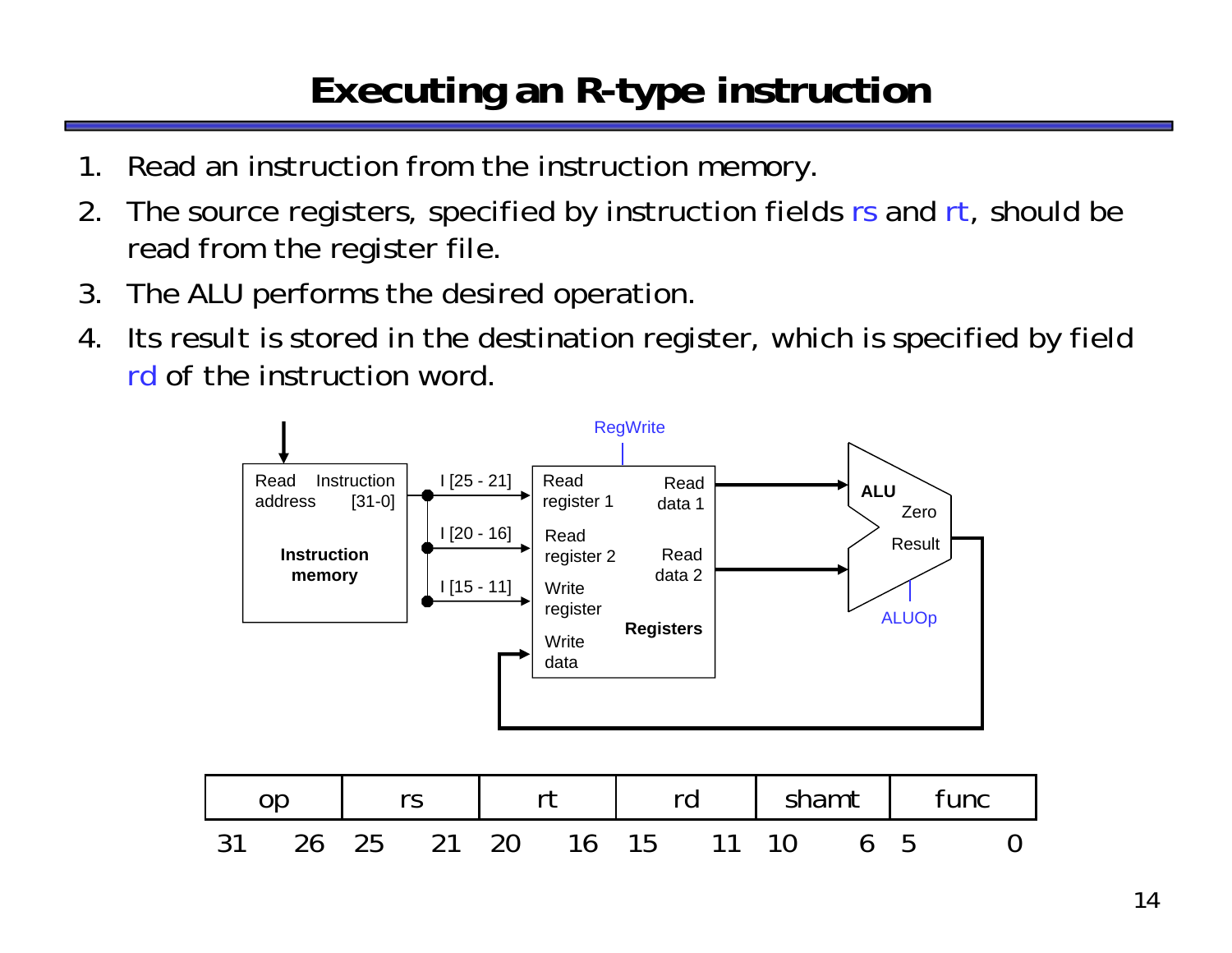# Executing an R-type instruction

1. Read an instruction from the instruction memory.
2. The source registers, specified by instruction fields rs and rt, should be read from the register file.
3. The ALU performs the desired operation.
4. Its result is stored in the destination register, which is specified by field rd of the instruction word.

| op | rs | rt | rd | shamt | func |
|---|---|---|---|---|---|
| 31 26 | 25 21 | 20 16 | 15 11 | 10 6 | 5 0 |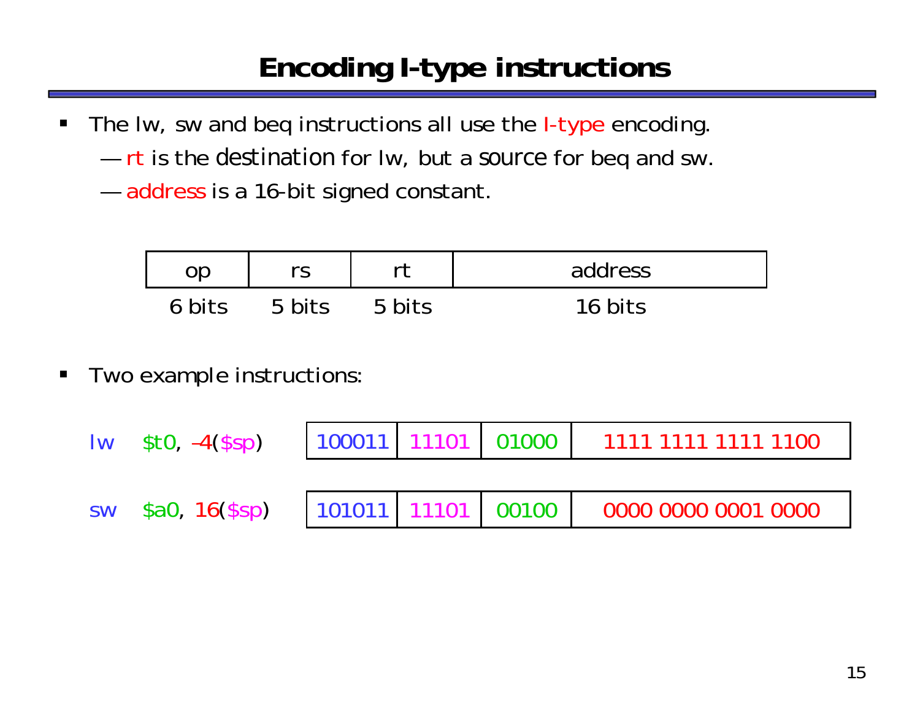# Encoding I-type instructions

- The lw, sw and beq instructions all use the I-type encoding.
  - rt is the destination for lw, but a source for beq and sw.
  - address is a 16-bit signed constant.

| op | rs | rt | address |
|---|---|---|---|
| 6 bits | 5 bits | 5 bits | 16 bits |

- Two example instructions:

| Instruction | op | rs | rt | address |
|---|---|---|---|---|
| lw $t0, –4($sp) | 100011 | 11101 | 01000 | 1111 1111 1111 1100 |
| sw $a0, 16($sp) | 101011 | 11101 | 00100 | 0000 0000 0001 0000 |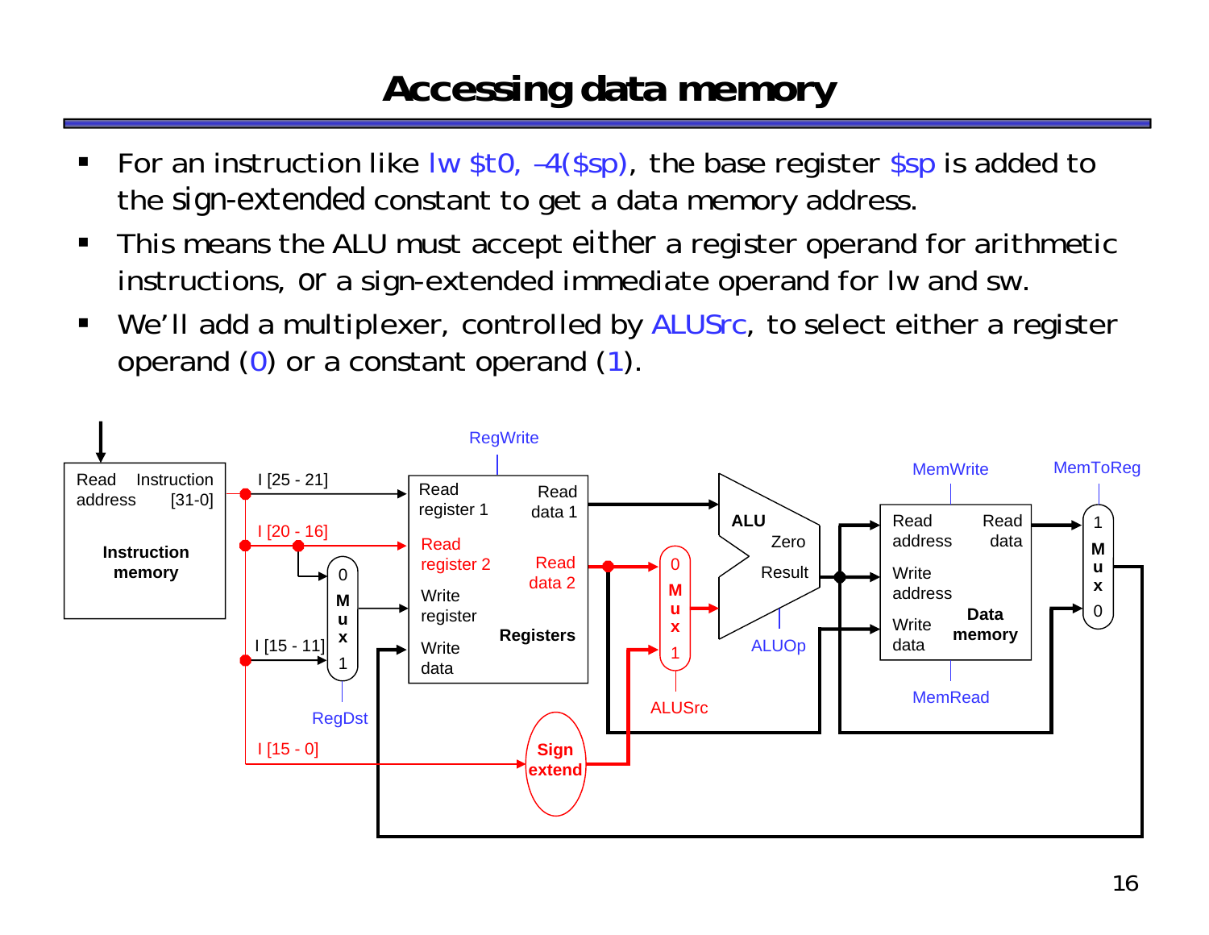# Accessing data memory

- For an instruction like lw $t0, –4($sp), the base register $sp is added to the sign-extended constant to get a data memory address.
- This means the ALU must accept either a register operand for arithmetic instructions, or a sign-extended immediate operand for lw and sw.
- We'll add a multiplexer, controlled by ALUSrc, to select either a register operand (0) or a constant operand (1).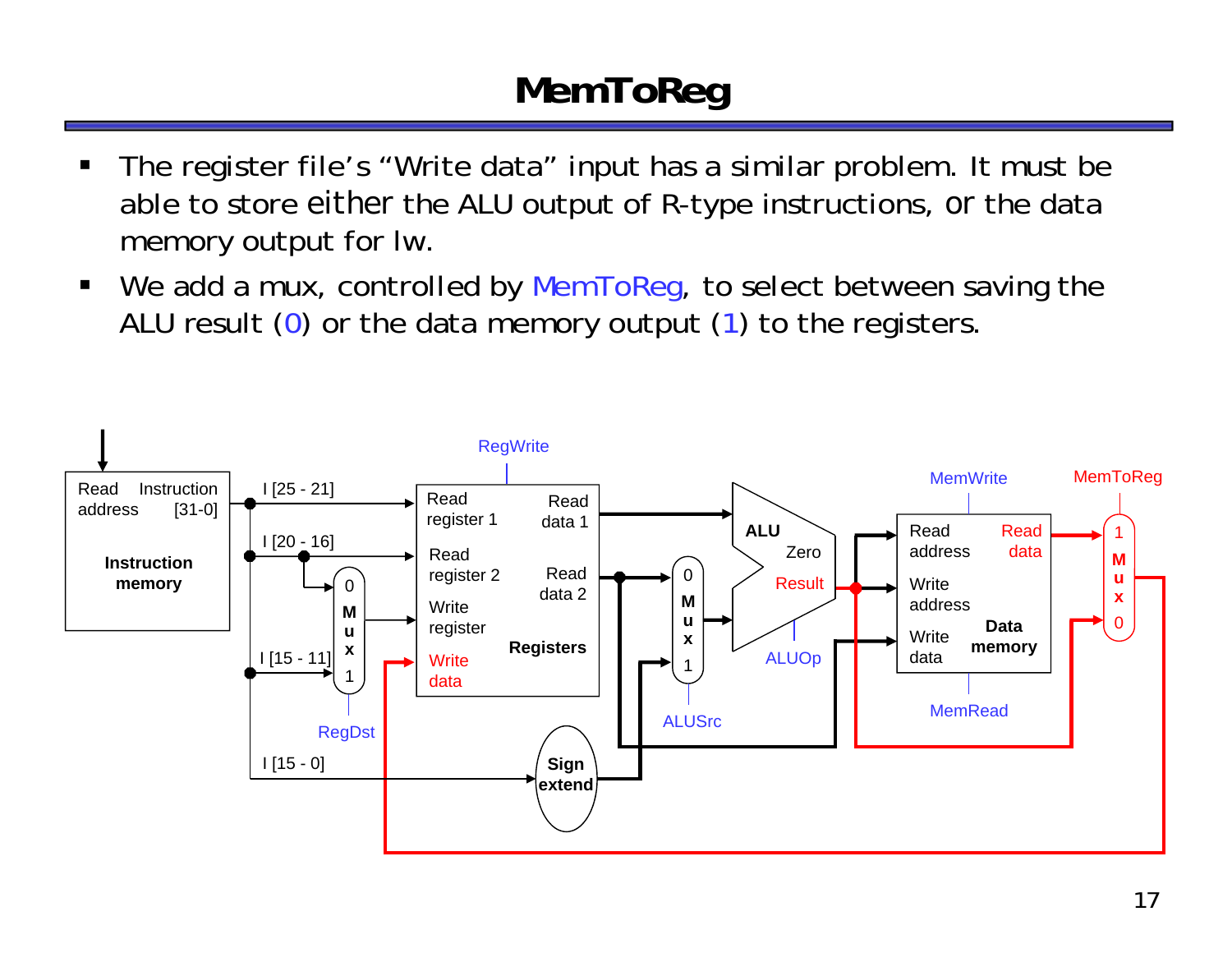# MemToReg

- The register file's "Write data" input has a similar problem. It must be able to store either the ALU output of R-type instructions, or the data memory output for lw.
- We add a mux, controlled by MemToReg, to select between saving the ALU result (0) or the data memory output (1) to the registers.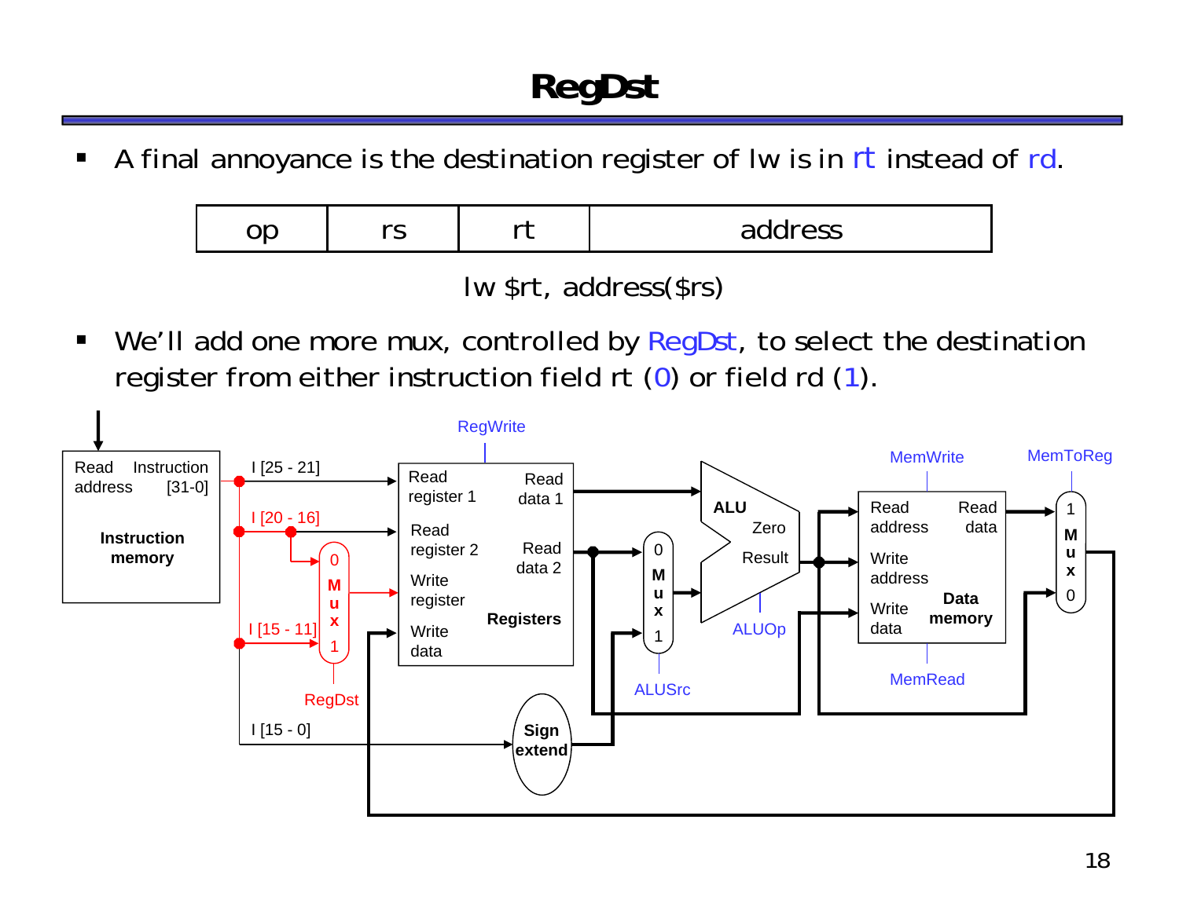# RegDst

- A final annoyance is the destination register of lw is in rt instead of rd.

| op | rs | rt | address |
|---|---|---|---|

lw $rt, address($rs)

- We'll add one more mux, controlled by RegDst, to select the destination register from either instruction field rt (0) or field rd (1).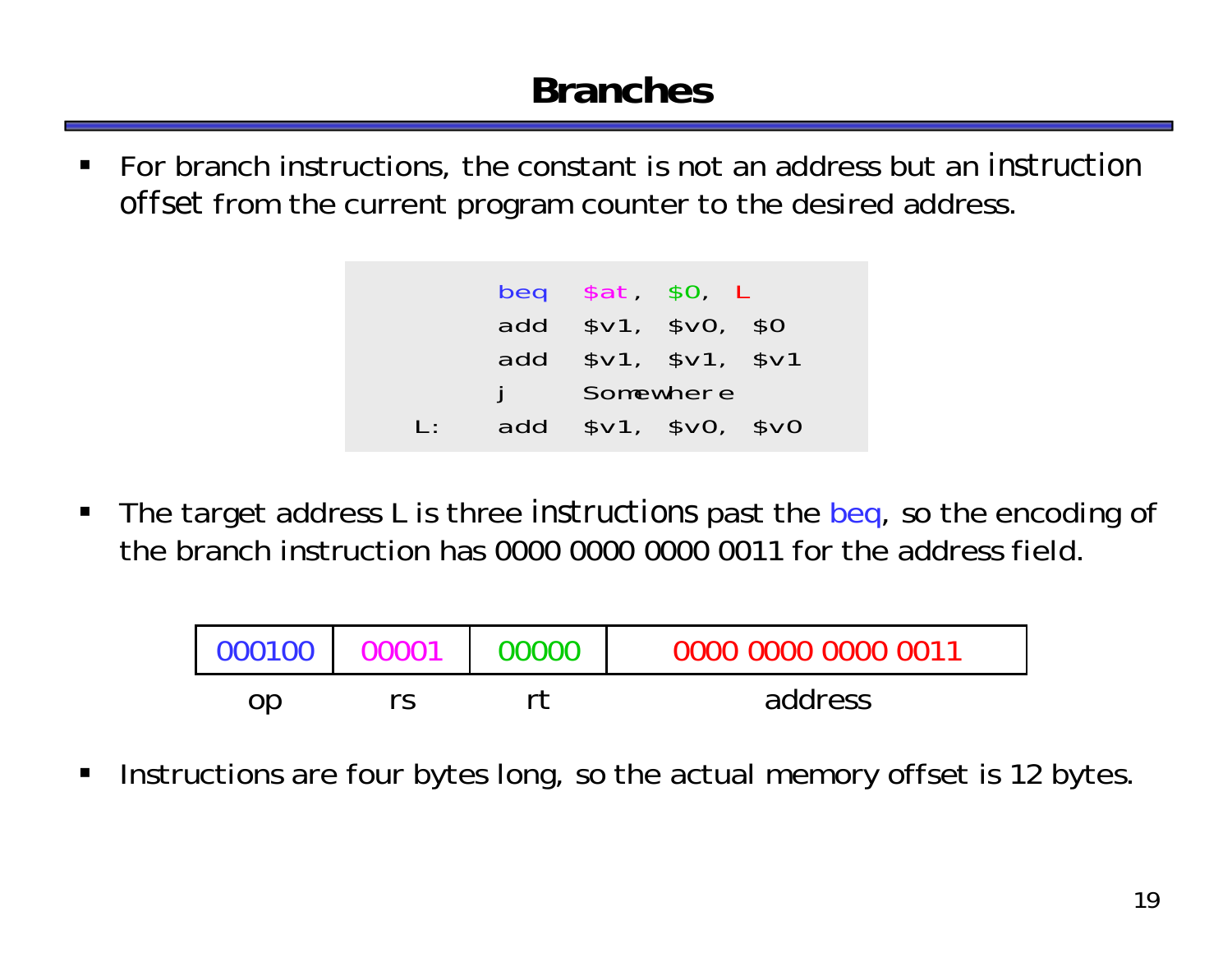# Branches

- For branch instructions, the constant is not an address but an *instruction offset* from the current program counter to the desired address.

```
      beq  $at, $0, L
      add  $v1, $v0, $0
      add  $v1, $v1, $v1
      j    Somewhere
L:    add  $v1, $v0, $v0
```

- The target address L is three *instructions* past the beq, so the encoding of the branch instruction has 0000 0000 0000 0011 for the address field.

| 000100 | 00001 | 00000 | 0000 0000 0000 0011 |
|---|---|---|---|
| op | rs | rt | address |

- Instructions are four bytes long, so the actual memory offset is 12 bytes.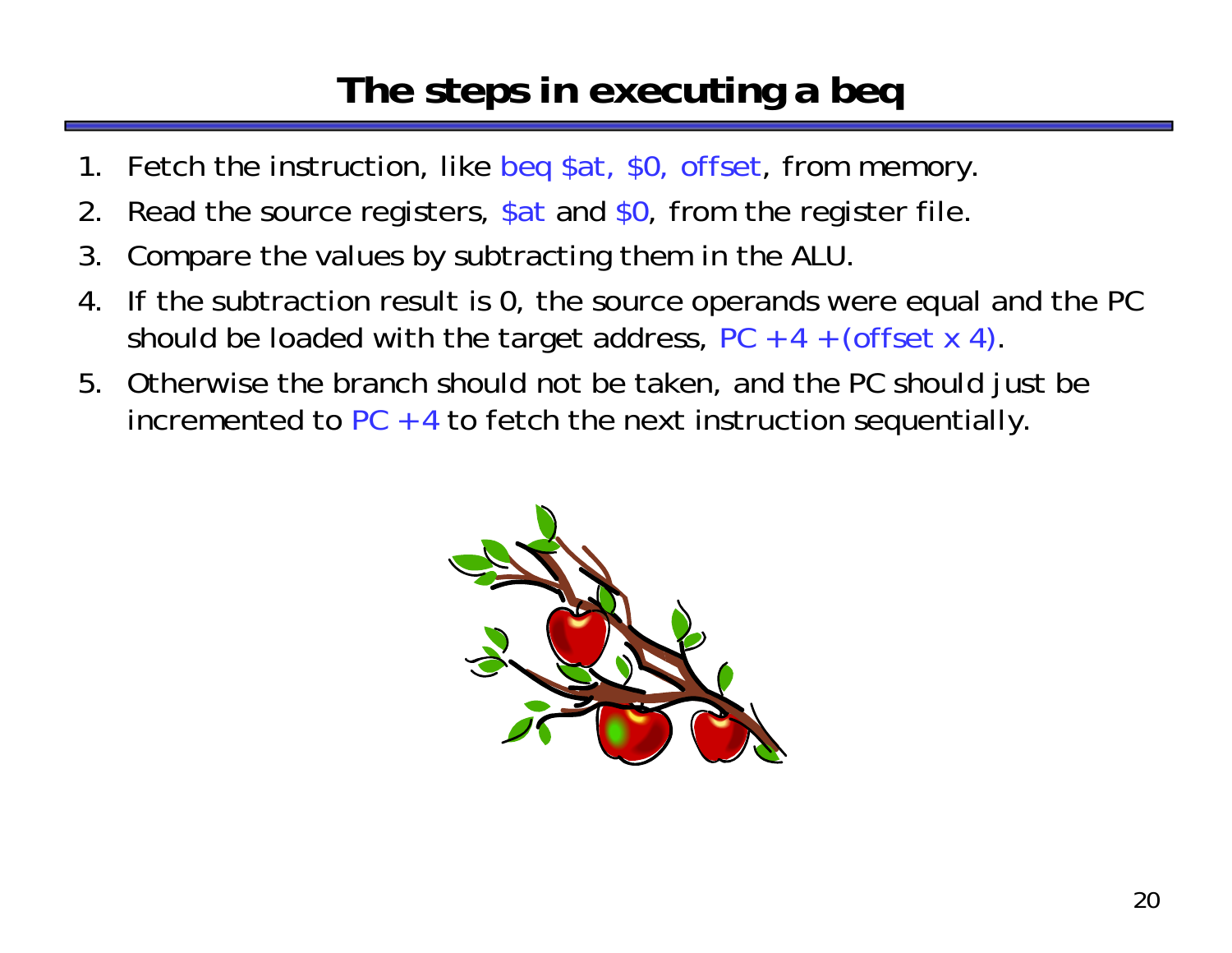# The steps in executing a beq

1. Fetch the instruction, like beq $at, $0, offset, from memory.
2. Read the source registers, $at and $0, from the register file.
3. Compare the values by subtracting them in the ALU.
4. If the subtraction result is 0, the source operands were equal and the PC should be loaded with the target address, PC + 4 + (offset x 4).
5. Otherwise the branch should not be taken, and the PC should just be incremented to PC + 4 to fetch the next instruction sequentially.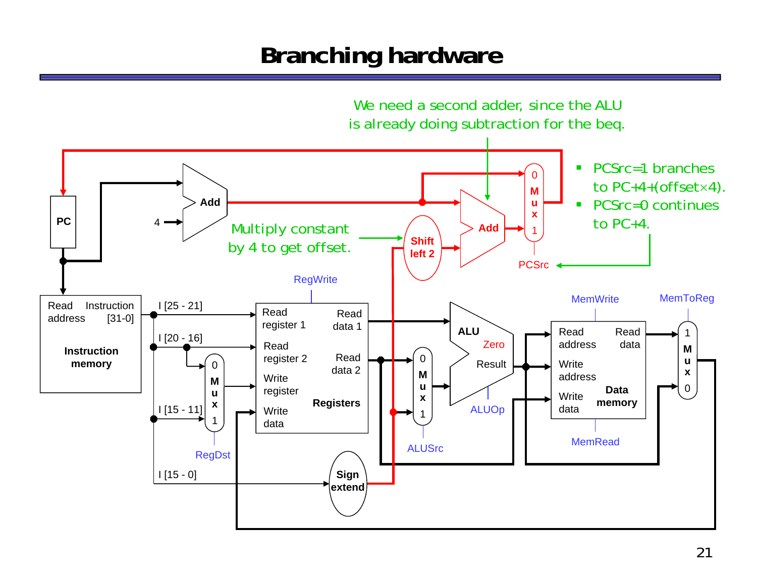# Branching hardware

We need a second adder, since the ALU is already doing subtraction for the beq.

- PCSrc=1 branches to PC+4+(offset×4).
- PCSrc=0 continues to PC+4.

Multiply constant by 4 to get offset.

PC | Add | 4 | Add | Shift left 2 | Mux (0, 1) | PCSrc

Read address | Instruction [31-0] | Instruction memory

I [25 - 21] | I [20 - 16] | I [15 - 11] | I [15 - 0]

RegDst | RegWrite

Read register 1 | Read register 2 | Write register | Write data | Read data 1 | Read data 2 | Registers

Sign extend | ALUSrc | ALU | Zero | Result | ALUOp

MemWrite | MemRead | Read address | Write address | Write data | Read data | Data memory

MemToReg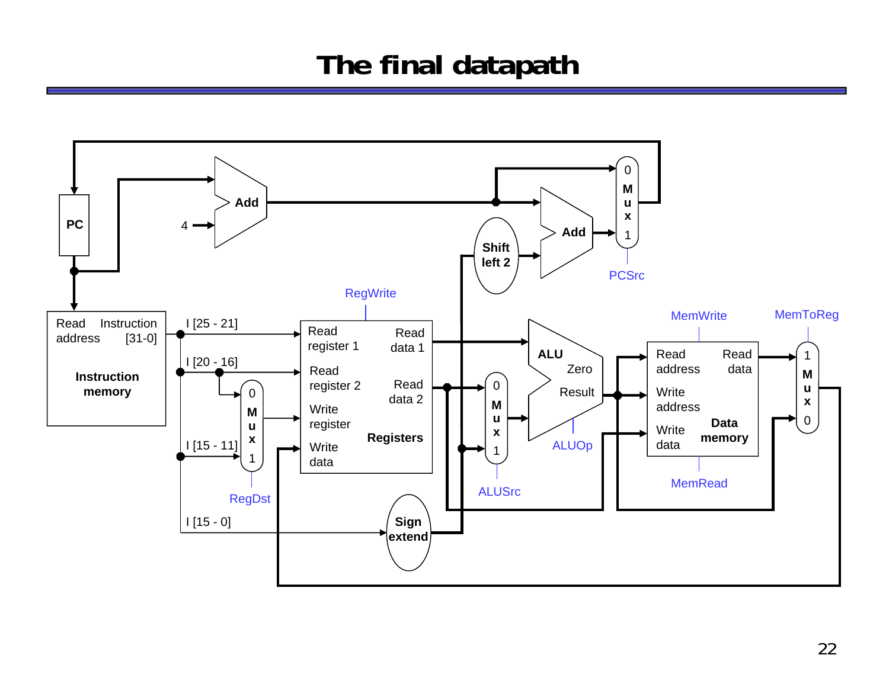# The final datapath

PC

Add

4

Add

Shift left 2

0 Mux 1

PCSrc

RegWrite

Read address Instruction [31-0]

Instruction memory

I [25 - 21]

I [20 - 16]

I [15 - 11]

I [15 - 0]

0 Mux 1

RegDst

Read register 1

Read register 2

Write register

Write data

Read data 1

Read data 2

Registers

0 Mux 1

ALUSrc

ALU

Zero

Result

ALUOp

Sign extend

MemWrite

Read address

Write address

Write data

Read data

Data memory

MemRead

MemToReg

1 Mux 0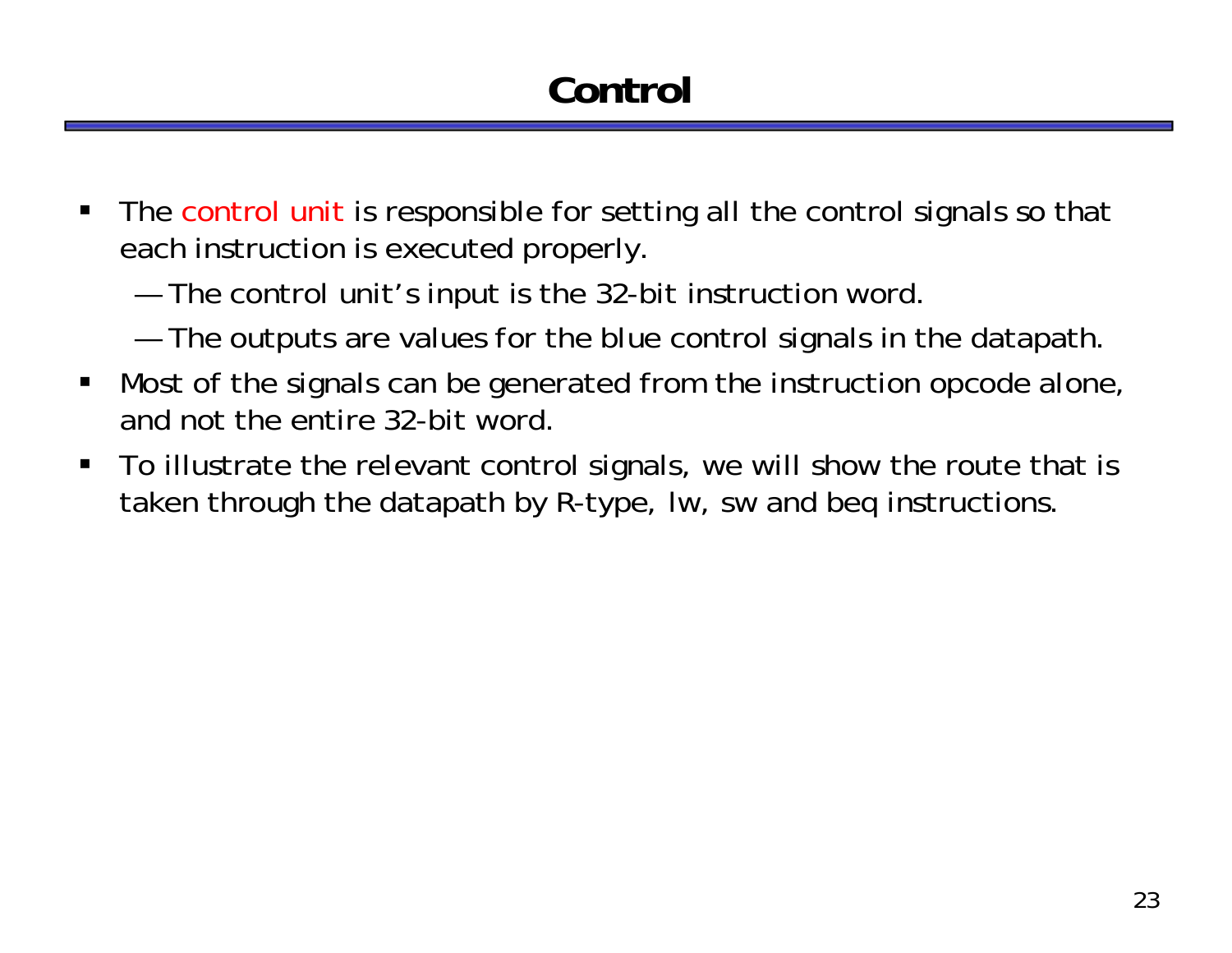# Control

- The control unit is responsible for setting all the control signals so that each instruction is executed properly.
  - The control unit's input is the 32-bit instruction word.
  - The outputs are values for the blue control signals in the datapath.
- Most of the signals can be generated from the instruction opcode alone, and not the entire 32-bit word.
- To illustrate the relevant control signals, we will show the route that is taken through the datapath by R-type, lw, sw and beq instructions.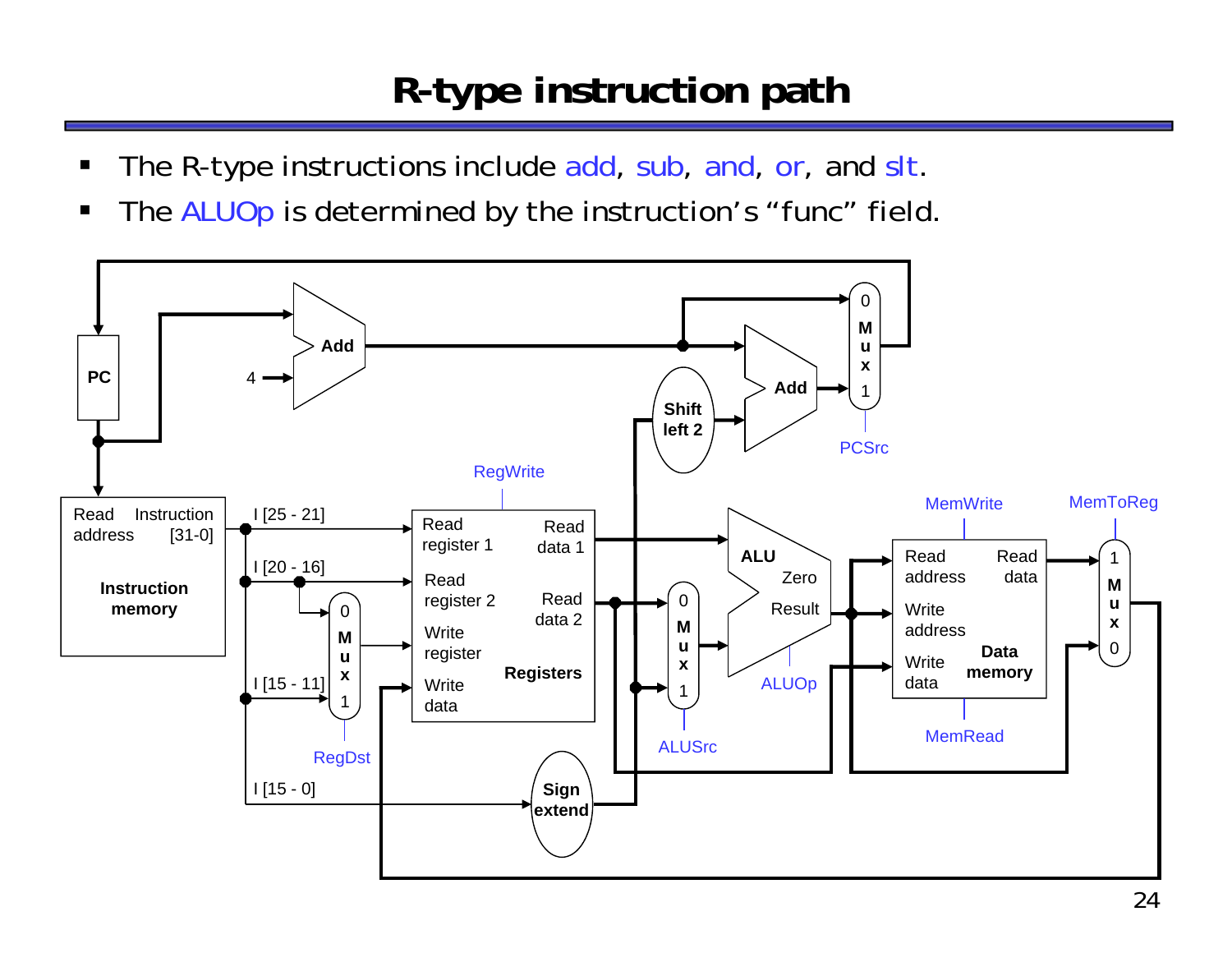# R-type instruction path

- The R-type instructions include add, sub, and, or, and slt.
- The ALUOp is determined by the instruction's "func" field.

PC

Add

4

Add

Shift left 2

0 Mux 1

PCSrc

RegWrite

MemWrite

MemToReg

Read address

Instruction [31-0]

Instruction memory

I [25 - 21]

I [20 - 16]

I [15 - 11]

I [15 - 0]

0 Mux 1

RegDst

Read register 1

Read register 2

Write register

Write data

Read data 1

Read data 2

Registers

Sign extend

0 Mux 1

ALUSrc

ALU

Zero

Result

ALUOp

Read address

Write address

Write data

Read data

Data memory

MemRead

1 Mux 0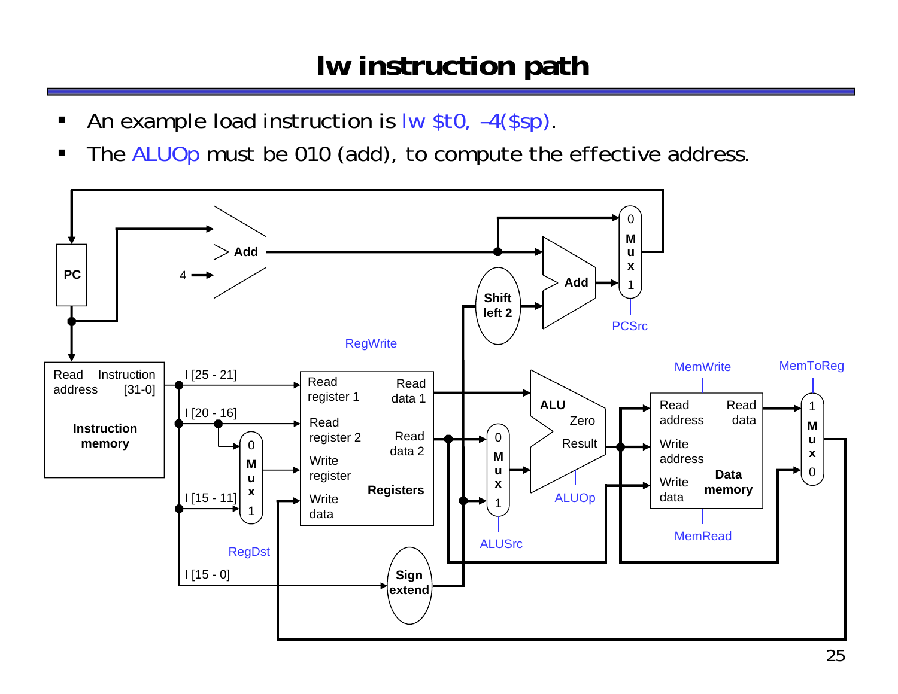# lw instruction path

- An example load instruction is lw $t0, –4($sp).
- The ALUOp must be 010 (add), to compute the effective address.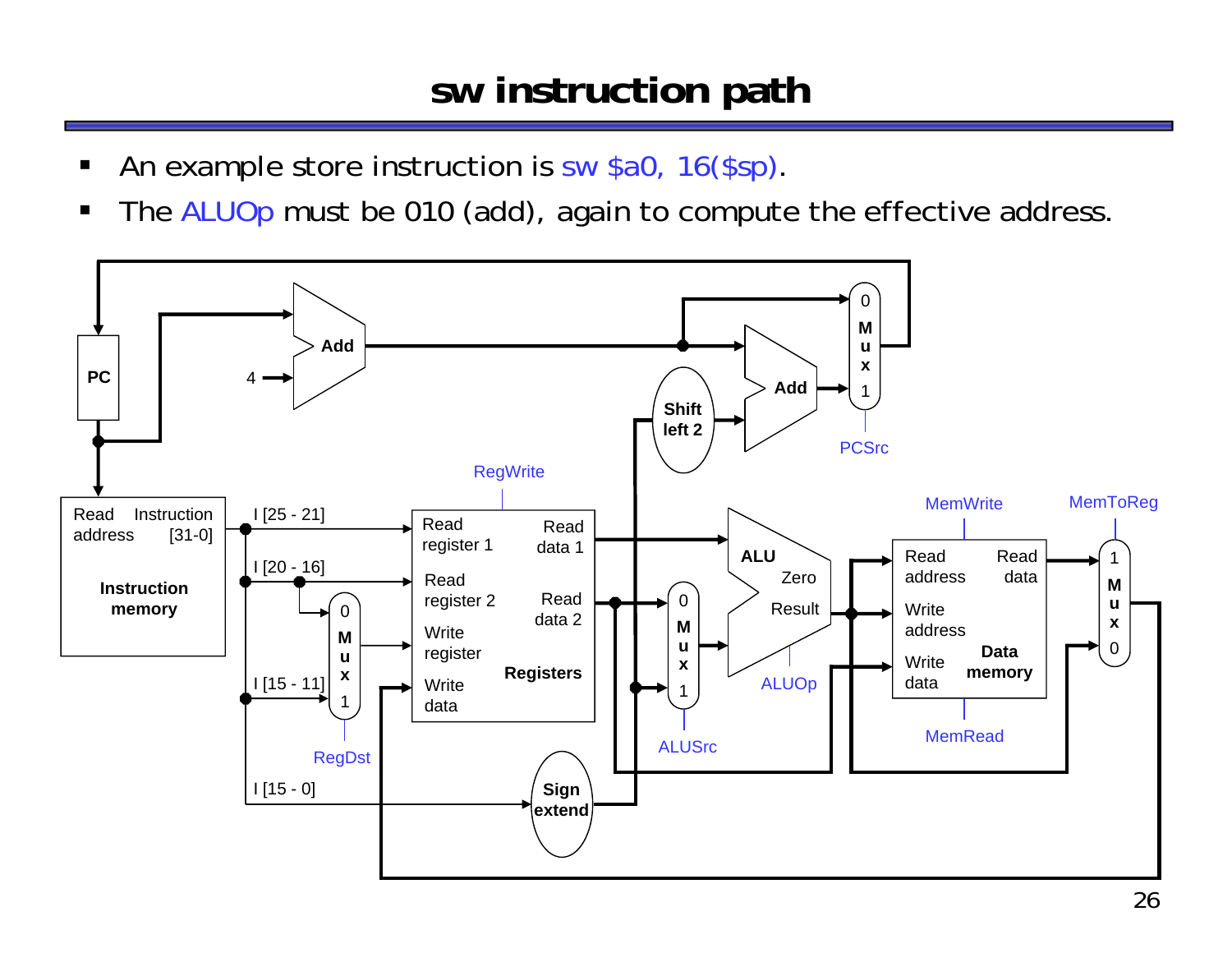# sw instruction path

- An example store instruction is sw $a0, 16($sp).
- The ALUOp must be 010 (add), again to compute the effective address.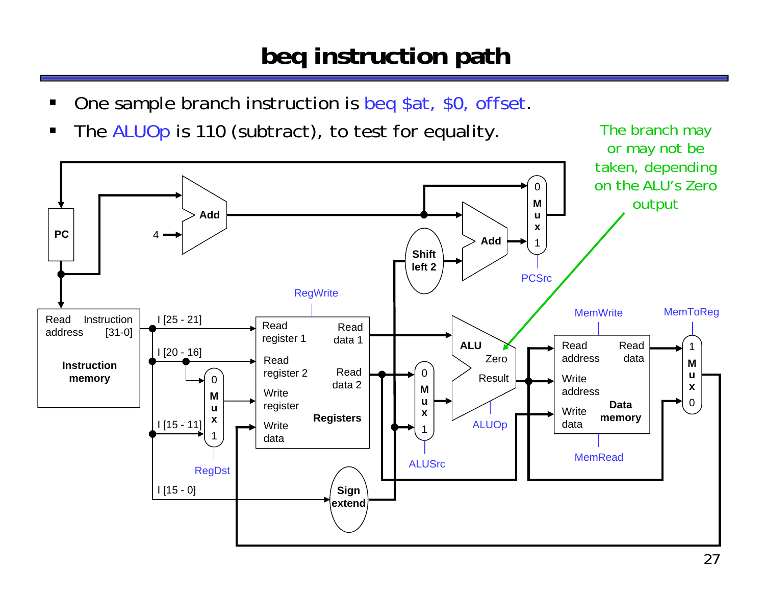# beq instruction path

- One sample branch instruction is beq $at, $0, offset.
- The ALUOp is 110 (subtract), to test for equality.

The branch may or may not be taken, depending on the ALU's Zero output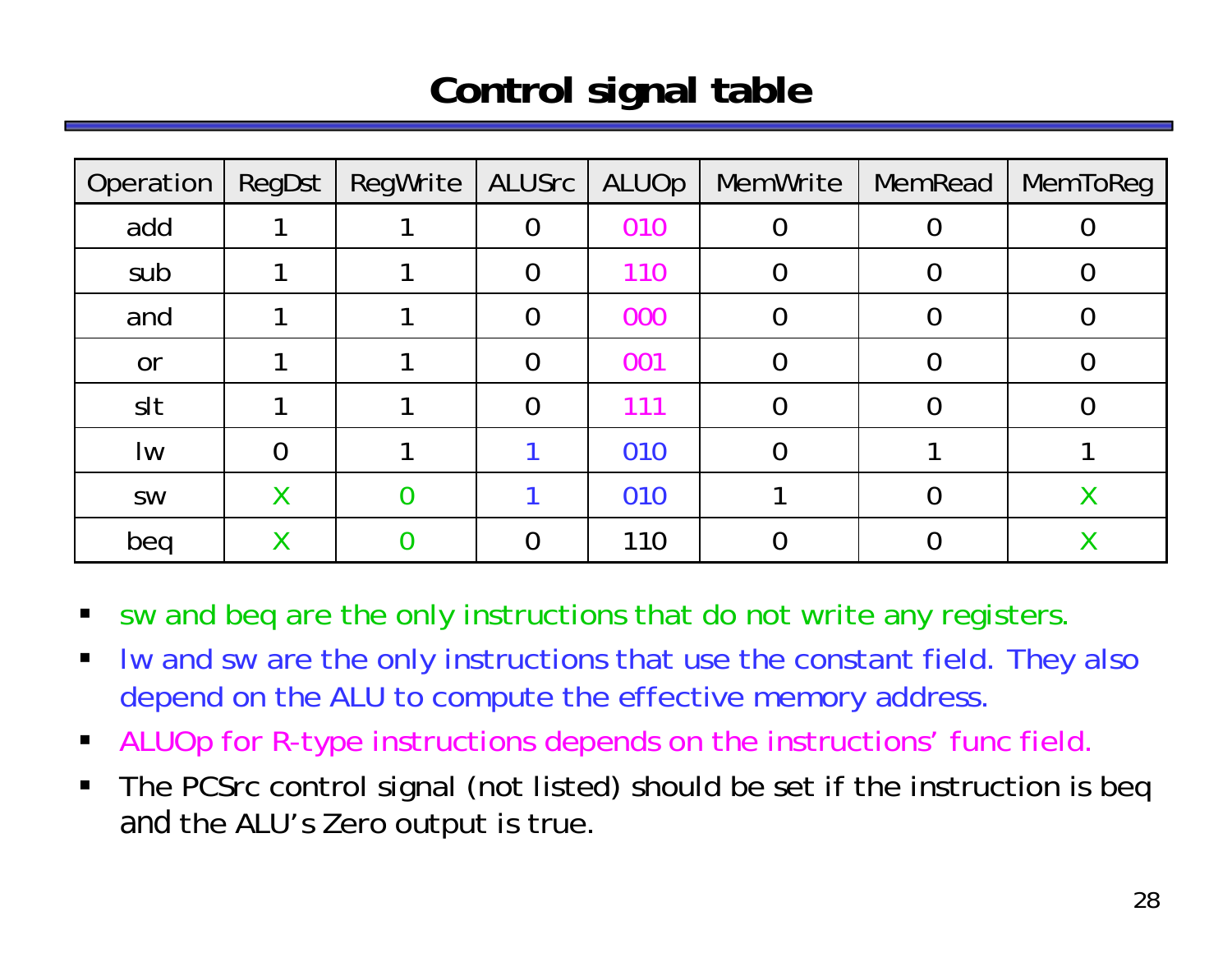# Control signal table

| Operation | RegDst | RegWrite | ALUSrc | ALUOp | MemWrite | MemRead | MemToReg |
|---|---|---|---|---|---|---|---|
| add | 1 | 1 | 0 | 010 | 0 | 0 | 0 |
| sub | 1 | 1 | 0 | 110 | 0 | 0 | 0 |
| and | 1 | 1 | 0 | 000 | 0 | 0 | 0 |
| or | 1 | 1 | 0 | 001 | 0 | 0 | 0 |
| slt | 1 | 1 | 0 | 111 | 0 | 0 | 0 |
| lw | 0 | 1 | 1 | 010 | 0 | 1 | 1 |
| sw | X | 0 | 1 | 010 | 1 | 0 | X |
| beq | X | 0 | 0 | 110 | 0 | 0 | X |

- sw and beq are the only instructions that do not write any registers.
- lw and sw are the only instructions that use the constant field. They also depend on the ALU to compute the effective memory address.
- ALUOp for R-type instructions depends on the instructions' func field.
- The PCSrc control signal (not listed) should be set if the instruction is beq and the ALU's Zero output is true.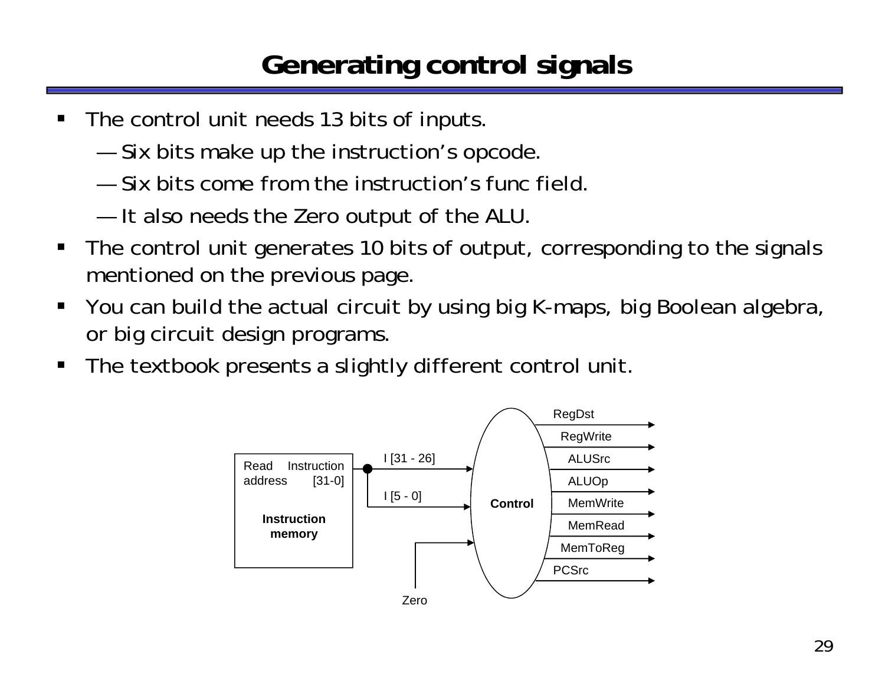# Generating control signals

- The control unit needs 13 bits of inputs.
  - Six bits make up the instruction's opcode.
  - Six bits come from the instruction's func field.
  - It also needs the Zero output of the ALU.
- The control unit generates 10 bits of output, corresponding to the signals mentioned on the previous page.
- You can build the actual circuit by using big K-maps, big Boolean algebra, or big circuit design programs.
- The textbook presents a slightly different control unit.

Read address | Instruction [31-0] | Instruction memory | I [31 - 26] | I [5 - 0] | Zero | Control | RegDst | RegWrite | ALUSrc | ALUOp | MemWrite | MemRead | MemToReg | PCSrc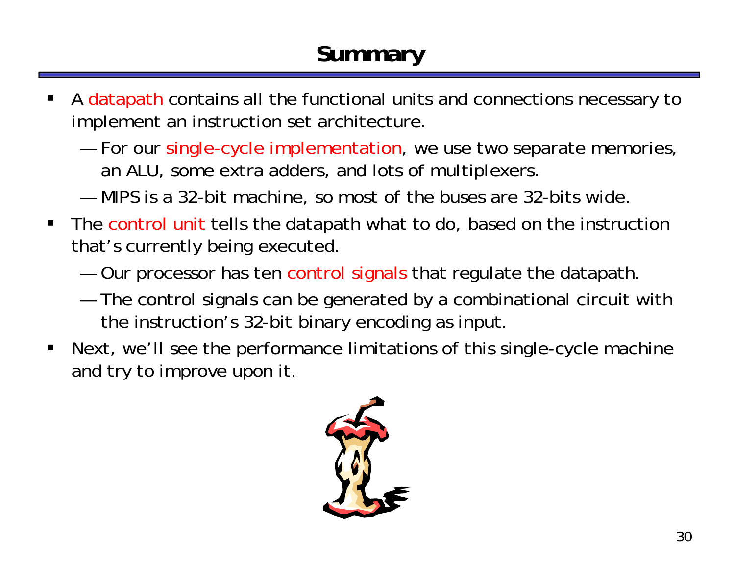# Summary

- A datapath contains all the functional units and connections necessary to implement an instruction set architecture.
  - For our single-cycle implementation, we use two separate memories, an ALU, some extra adders, and lots of multiplexers.
  - MIPS is a 32-bit machine, so most of the buses are 32-bits wide.
- The control unit tells the datapath what to do, based on the instruction that's currently being executed.
  - Our processor has ten control signals that regulate the datapath.
  - The control signals can be generated by a combinational circuit with the instruction's 32-bit binary encoding as input.
- Next, we'll see the performance limitations of this single-cycle machine and try to improve upon it.